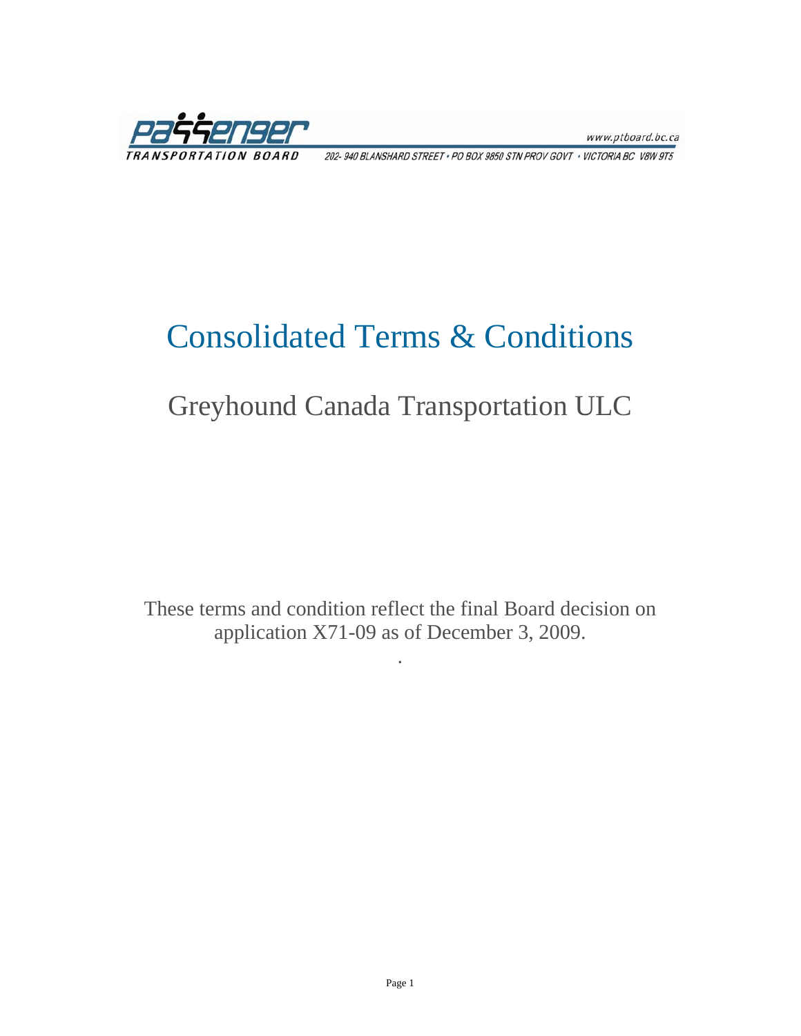Passenger Transportation Board

www.ptboard.bc.ca

202- 940 BLANSHARD STREET • PO BOX 9850 STN PROV GOVT • VICTORIA BC V8W 9T5

# Consolidated Terms & Conditions

## Greyhound Canada Transportation ULC

These terms and condition reflect the final Board decision on application X71-09 as of December 3, 2009.

.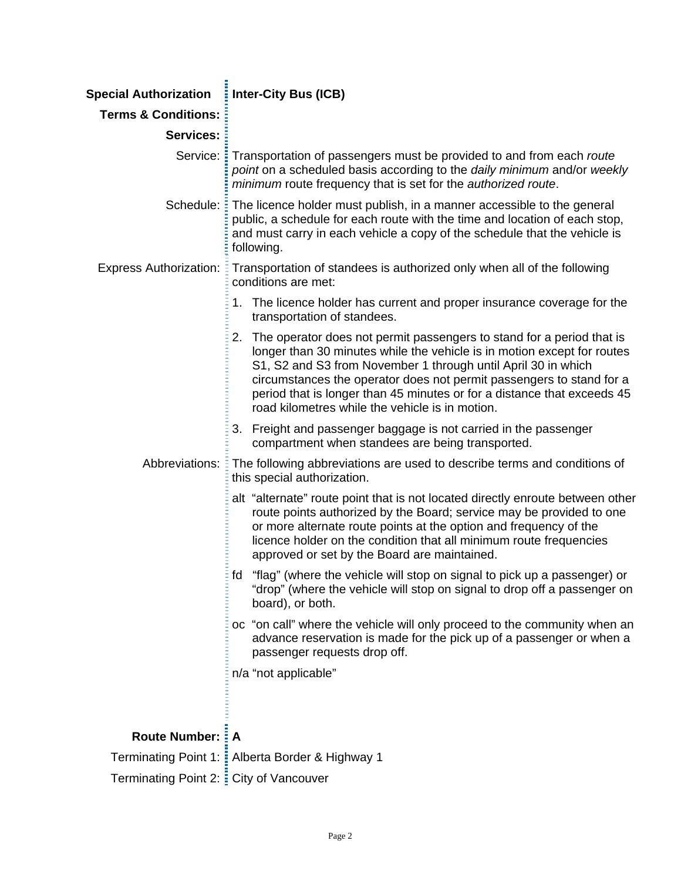**Special Authorization** **Inter-City Bus (ICB)**

**Terms & Conditions:**

**Services:**

Service: Transportation of passengers must be provided to and from each *route point* on a scheduled basis according to the *daily minimum* and/or *weekly minimum* route frequency that is set for the *authorized route*.

Schedule: The licence holder must publish, in a manner accessible to the general public, a schedule for each route with the time and location of each stop, and must carry in each vehicle a copy of the schedule that the vehicle is following.

Express Authorization: Transportation of standees is authorized only when all of the following conditions are met:

1. The licence holder has current and proper insurance coverage for the transportation of standees.
2. The operator does not permit passengers to stand for a period that is longer than 30 minutes while the vehicle is in motion except for routes S1, S2 and S3 from November 1 through until April 30 in which circumstances the operator does not permit passengers to stand for a period that is longer than 45 minutes or for a distance that exceeds 45 road kilometres while the vehicle is in motion.
3. Freight and passenger baggage is not carried in the passenger compartment when standees are being transported.

Abbreviations: The following abbreviations are used to describe terms and conditions of this special authorization.

- alt “alternate” route point that is not located directly enroute between other route points authorized by the Board; service may be provided to one or more alternate route points at the option and frequency of the licence holder on the condition that all minimum route frequencies approved or set by the Board are maintained.
- fd “flag” (where the vehicle will stop on signal to pick up a passenger) or “drop” (where the vehicle will stop on signal to drop off a passenger on board), or both.
- oc “on call” where the vehicle will only proceed to the community when an advance reservation is made for the pick up of a passenger or when a passenger requests drop off.
- n/a “not applicable”

**Route Number:** **A**

Terminating Point 1: Alberta Border & Highway 1

Terminating Point 2: City of Vancouver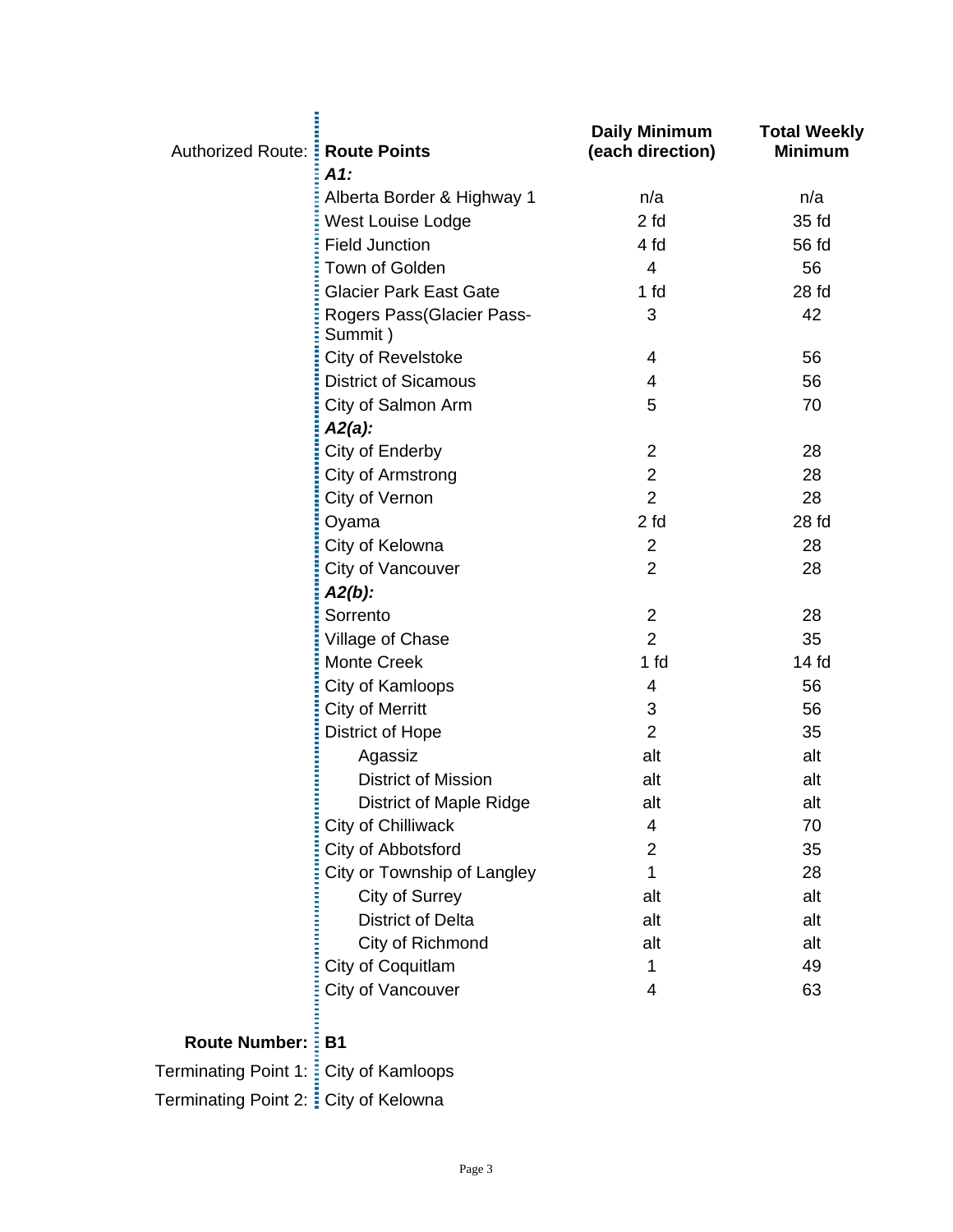| Authorized Route: | Route Points | Daily Minimum (each direction) | Total Weekly Minimum |
| --- | --- | --- | --- |
| | ***A1:*** | | |
| | Alberta Border & Highway 1 | n/a | n/a |
| | West Louise Lodge | 2 fd | 35 fd |
| | Field Junction | 4 fd | 56 fd |
| | Town of Golden | 4 | 56 |
| | Glacier Park East Gate | 1 fd | 28 fd |
| | Rogers Pass(Glacier Pass-Summit ) | 3 | 42 |
| | City of Revelstoke | 4 | 56 |
| | District of Sicamous | 4 | 56 |
| | City of Salmon Arm | 5 | 70 |
| | ***A2(a):*** | | |
| | City of Enderby | 2 | 28 |
| | City of Armstrong | 2 | 28 |
| | City of Vernon | 2 | 28 |
| | Oyama | 2 fd | 28 fd |
| | City of Kelowna | 2 | 28 |
| | City of Vancouver | 2 | 28 |
| | ***A2(b):*** | | |
| | Sorrento | 2 | 28 |
| | Village of Chase | 2 | 35 |
| | Monte Creek | 1 fd | 14 fd |
| | City of Kamloops | 4 | 56 |
| | City of Merritt | 3 | 56 |
| | District of Hope | 2 | 35 |
| | Agassiz | alt | alt |
| | District of Mission | alt | alt |
| | District of Maple Ridge | alt | alt |
| | City of Chilliwack | 4 | 70 |
| | City of Abbotsford | 2 | 35 |
| | City or Township of Langley | 1 | 28 |
| | City of Surrey | alt | alt |
| | District of Delta | alt | alt |
| | City of Richmond | alt | alt |
| | City of Coquitlam | 1 | 49 |
| | City of Vancouver | 4 | 63 |

**Route Number:** **B1**

Terminating Point 1: City of Kamloops

Terminating Point 2: City of Kelowna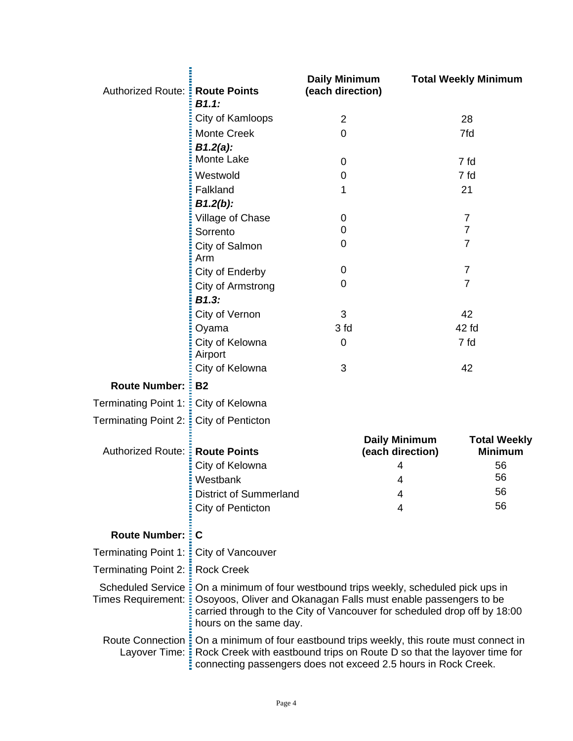Authorized Route:

| Route Points | Daily Minimum (each direction) | Total Weekly Minimum |
|---|---|---|
| ***B1.1:*** | | |
| City of Kamloops | 2 | 28 |
| Monte Creek | 0 | 7fd |
| ***B1.2(a):*** | | |
| Monte Lake | 0 | 7 fd |
| Westwold | 0 | 7 fd |
| Falkland | 1 | 21 |
| ***B1.2(b):*** | | |
| Village of Chase | 0 | 7 |
| Sorrento | 0 | 7 |
| City of Salmon Arm | 0 | 7 |
| City of Enderby | 0 | 7 |
| City of Armstrong | 0 | 7 |
| ***B1.3:*** | | |
| City of Vernon | 3 | 42 |
| Oyama | 3 fd | 42 fd |
| City of Kelowna Airport | 0 | 7 fd |
| City of Kelowna | 3 | 42 |

**Route Number:** **B2**

Terminating Point 1: City of Kelowna

Terminating Point 2: City of Penticton

Authorized Route:

| Route Points | Daily Minimum (each direction) | Total Weekly Minimum |
|---|---|---|
| City of Kelowna | 4 | 56 |
| Westbank | 4 | 56 |
| District of Summerland | 4 | 56 |
| City of Penticton | 4 | 56 |

**Route Number:** **C**

Terminating Point 1: City of Vancouver

Terminating Point 2: Rock Creek

Scheduled Service Times Requirement: On a minimum of four westbound trips weekly, scheduled pick ups in Osoyoos, Oliver and Okanagan Falls must enable passengers to be carried through to the City of Vancouver for scheduled drop off by 18:00 hours on the same day.

Route Connection Layover Time: On a minimum of four eastbound trips weekly, this route must connect in Rock Creek with eastbound trips on Route D so that the layover time for connecting passengers does not exceed 2.5 hours in Rock Creek.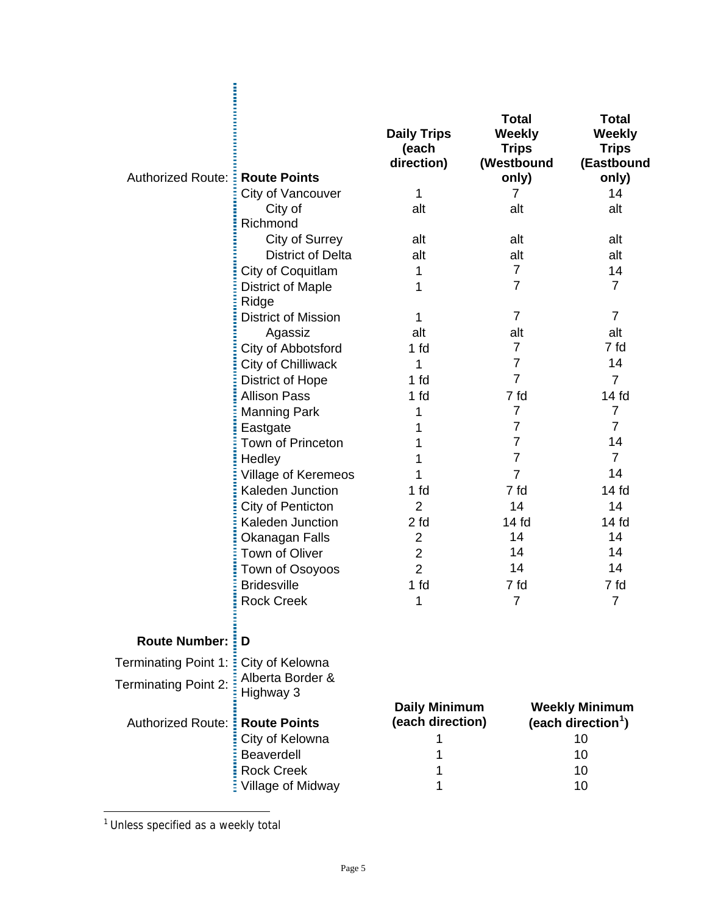| Authorized Route: | Route Points | Daily Trips (each direction) | Total Weekly Trips (Westbound only) | Total Weekly Trips (Eastbound only) |
|---|---|---|---|---|
| | City of Vancouver | 1 | 7 | 14 |
| | City of Richmond | alt | alt | alt |
| | City of Surrey | alt | alt | alt |
| | District of Delta | alt | alt | alt |
| | City of Coquitlam | 1 | 7 | 14 |
| | District of Maple Ridge | 1 | 7 | 7 |
| | District of Mission | 1 | 7 | 7 |
| | Agassiz | alt | alt | alt |
| | City of Abbotsford | 1 fd | 7 | 7 fd |
| | City of Chilliwack | 1 | 7 | 14 |
| | District of Hope | 1 fd | 7 | 7 |
| | Allison Pass | 1 fd | 7 fd | 14 fd |
| | Manning Park | 1 | 7 | 7 |
| | Eastgate | 1 | 7 | 7 |
| | Town of Princeton | 1 | 7 | 14 |
| | Hedley | 1 | 7 | 7 |
| | Village of Keremeos | 1 | 7 | 14 |
| | Kaleden Junction | 1 fd | 7 fd | 14 fd |
| | City of Penticton | 2 | 14 | 14 |
| | Kaleden Junction | 2 fd | 14 fd | 14 fd |
| | Okanagan Falls | 2 | 14 | 14 |
| | Town of Oliver | 2 | 14 | 14 |
| | Town of Osoyoos | 2 | 14 | 14 |
| | Bridesville | 1 fd | 7 fd | 7 fd |
| | Rock Creek | 1 | 7 | 7 |

**Route Number:** **D**

Terminating Point 1: City of Kelowna

Terminating Point 2: Alberta Border & Highway 3

| Authorized Route: | Route Points | Daily Minimum (each direction) | Weekly Minimum (each direction[1]) |
|---|---|---|---|
| | City of Kelowna | 1 | 10 |
| | Beaverdell | 1 | 10 |
| | Rock Creek | 1 | 10 |
| | Village of Midway | 1 | 10 |

[1] Unless specified as a weekly total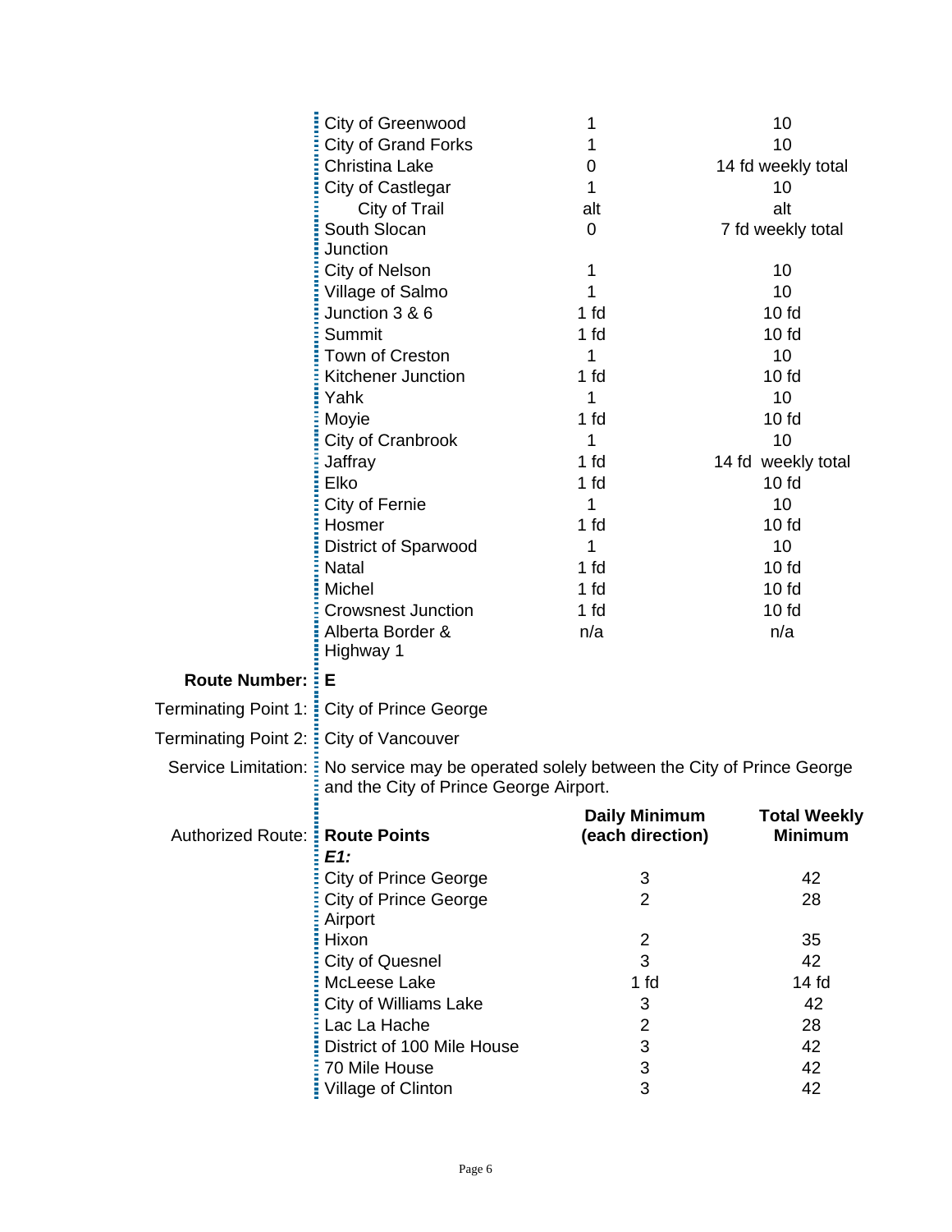| Route Points | Daily Minimum (each direction) | Total Weekly Minimum |
|---|---|---|
| City of Greenwood | 1 | 10 |
| City of Grand Forks | 1 | 10 |
| Christina Lake | 0 | 14 fd weekly total |
| City of Castlegar | 1 | 10 |
| City of Trail | alt | alt |
| South Slocan Junction | 0 | 7 fd weekly total |
| City of Nelson | 1 | 10 |
| Village of Salmo | 1 | 10 |
| Junction 3 & 6 | 1 fd | 10 fd |
| Summit | 1 fd | 10 fd |
| Town of Creston | 1 | 10 |
| Kitchener Junction | 1 fd | 10 fd |
| Yahk | 1 | 10 |
| Moyie | 1 fd | 10 fd |
| City of Cranbrook | 1 | 10 |
| Jaffray | 1 fd | 14 fd weekly total |
| Elko | 1 fd | 10 fd |
| City of Fernie | 1 | 10 |
| Hosmer | 1 fd | 10 fd |
| District of Sparwood | 1 | 10 |
| Natal | 1 fd | 10 fd |
| Michel | 1 fd | 10 fd |
| Crowsnest Junction | 1 fd | 10 fd |
| Alberta Border & Highway 1 | n/a | n/a |

**Route Number:** **E**

Terminating Point 1: City of Prince George

Terminating Point 2: City of Vancouver

Service Limitation: No service may be operated solely between the City of Prince George and the City of Prince George Airport.

Authorized Route:

| Route Points | Daily Minimum (each direction) | Total Weekly Minimum |
|---|---|---|
| ***E1:*** | | |
| City of Prince George | 3 | 42 |
| City of Prince George Airport | 2 | 28 |
| Hixon | 2 | 35 |
| City of Quesnel | 3 | 42 |
| McLeese Lake | 1 fd | 14 fd |
| City of Williams Lake | 3 | 42 |
| Lac La Hache | 2 | 28 |
| District of 100 Mile House | 3 | 42 |
| 70 Mile House | 3 | 42 |
| Village of Clinton | 3 | 42 |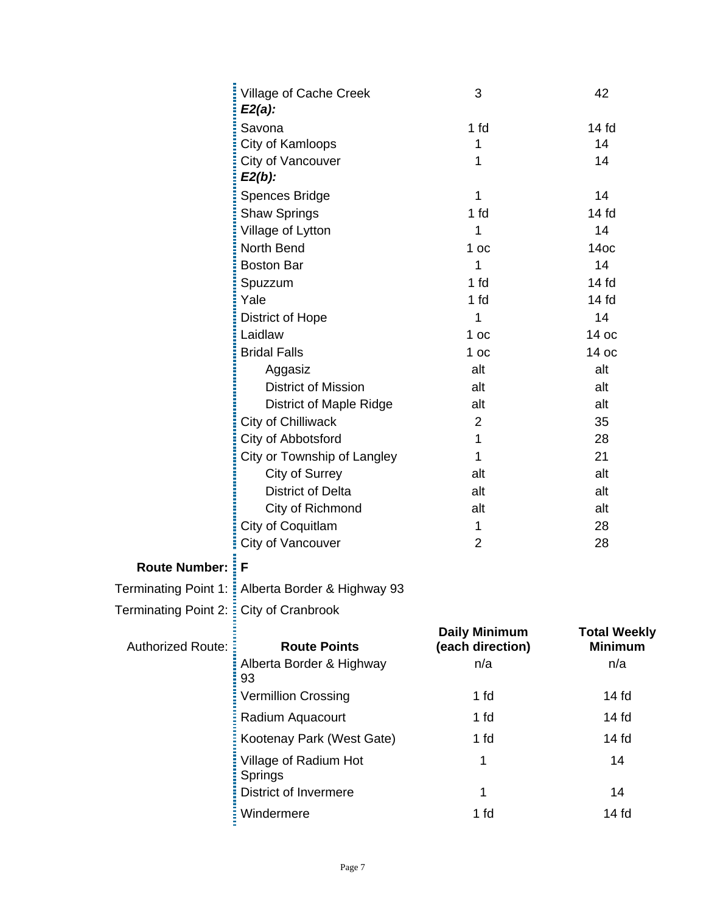| Route Points | Daily Minimum (each direction) | Total Weekly Minimum |
|---|---|---|
| Village of Cache Creek | 3 | 42 |
| ***E2(a):*** | | |
| Savona | 1 fd | 14 fd |
| City of Kamloops | 1 | 14 |
| City of Vancouver | 1 | 14 |
| ***E2(b):*** | | |
| Spences Bridge | 1 | 14 |
| Shaw Springs | 1 fd | 14 fd |
| Village of Lytton | 1 | 14 |
| North Bend | 1 oc | 14oc |
| Boston Bar | 1 | 14 |
| Spuzzum | 1 fd | 14 fd |
| Yale | 1 fd | 14 fd |
| District of Hope | 1 | 14 |
| Laidlaw | 1 oc | 14 oc |
| Bridal Falls | 1 oc | 14 oc |
| Aggasiz | alt | alt |
| District of Mission | alt | alt |
| District of Maple Ridge | alt | alt |
| City of Chilliwack | 2 | 35 |
| City of Abbotsford | 1 | 28 |
| City or Township of Langley | 1 | 21 |
| City of Surrey | alt | alt |
| District of Delta | alt | alt |
| City of Richmond | alt | alt |
| City of Coquitlam | 1 | 28 |
| City of Vancouver | 2 | 28 |

**Route Number:** **F**

Terminating Point 1: Alberta Border & Highway 93

Terminating Point 2: City of Cranbrook

Authorized Route:

| Route Points | Daily Minimum (each direction) | Total Weekly Minimum |
|---|---|---|
| Alberta Border & Highway 93 | n/a | n/a |
| Vermillion Crossing | 1 fd | 14 fd |
| Radium Aquacourt | 1 fd | 14 fd |
| Kootenay Park (West Gate) | 1 fd | 14 fd |
| Village of Radium Hot Springs | 1 | 14 |
| District of Invermere | 1 | 14 |
| Windermere | 1 fd | 14 fd |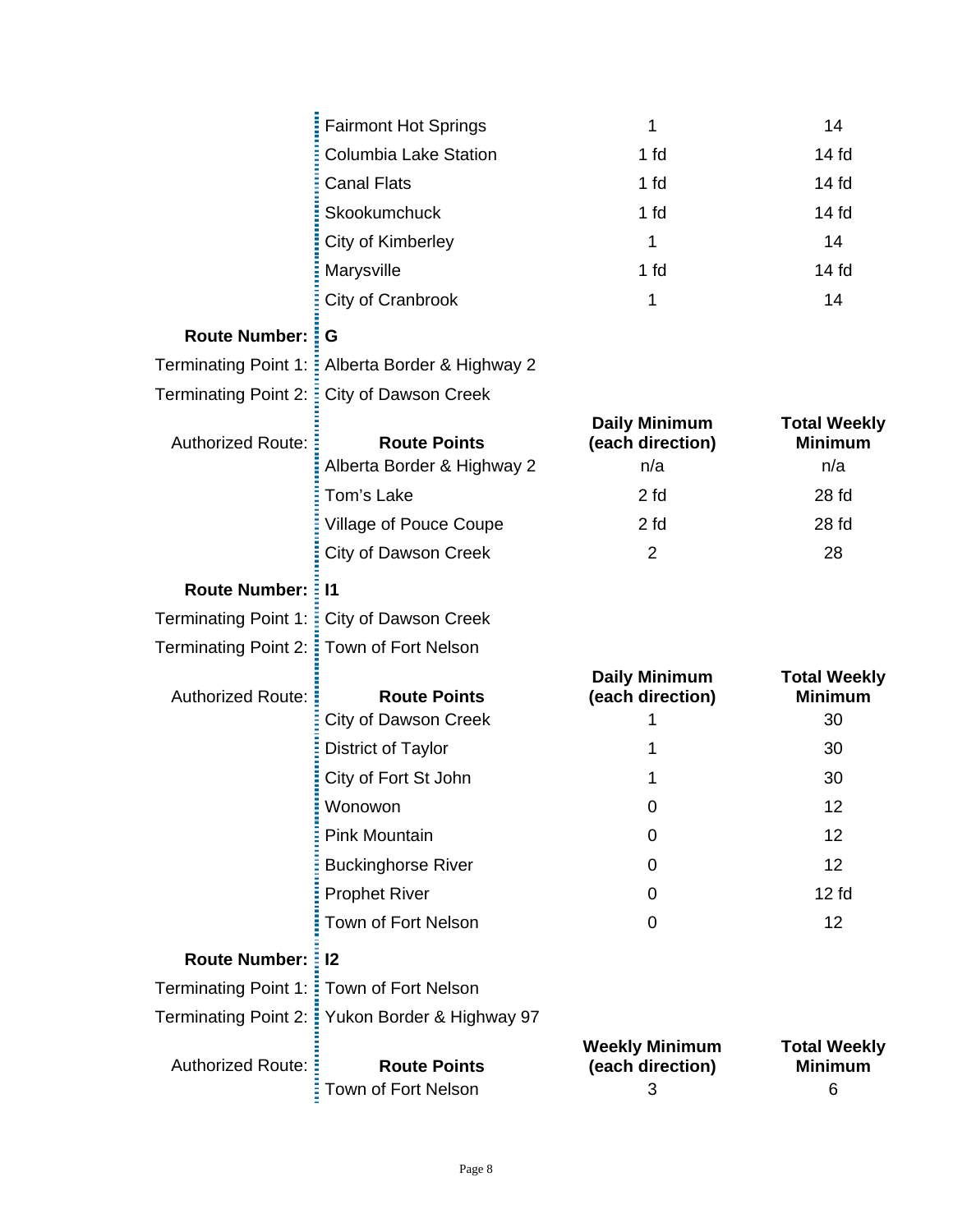| Route Points | Daily Minimum (each direction) | Total Weekly Minimum |
|---|---|---|
| Fairmont Hot Springs | 1 | 14 |
| Columbia Lake Station | 1 fd | 14 fd |
| Canal Flats | 1 fd | 14 fd |
| Skookumchuck | 1 fd | 14 fd |
| City of Kimberley | 1 | 14 |
| Marysville | 1 fd | 14 fd |
| City of Cranbrook | 1 | 14 |

**Route Number:** **G**

Terminating Point 1: Alberta Border & Highway 2

Terminating Point 2: City of Dawson Creek

Authorized Route:

| Route Points | Daily Minimum (each direction) | Total Weekly Minimum |
|---|---|---|
| Alberta Border & Highway 2 | n/a | n/a |
| Tom's Lake | 2 fd | 28 fd |
| Village of Pouce Coupe | 2 fd | 28 fd |
| City of Dawson Creek | 2 | 28 |

**Route Number:** **I1**

Terminating Point 1: City of Dawson Creek

Terminating Point 2: Town of Fort Nelson

Authorized Route:

| Route Points | Daily Minimum (each direction) | Total Weekly Minimum |
|---|---|---|
| City of Dawson Creek | 1 | 30 |
| District of Taylor | 1 | 30 |
| City of Fort St John | 1 | 30 |
| Wonowon | 0 | 12 |
| Pink Mountain | 0 | 12 |
| Buckinghorse River | 0 | 12 |
| Prophet River | 0 | 12 fd |
| Town of Fort Nelson | 0 | 12 |

**Route Number:** **I2**

Terminating Point 1: Town of Fort Nelson

Terminating Point 2: Yukon Border & Highway 97

Authorized Route:

| Route Points | Weekly Minimum (each direction) | Total Weekly Minimum |
|---|---|---|
| Town of Fort Nelson | 3 | 6 |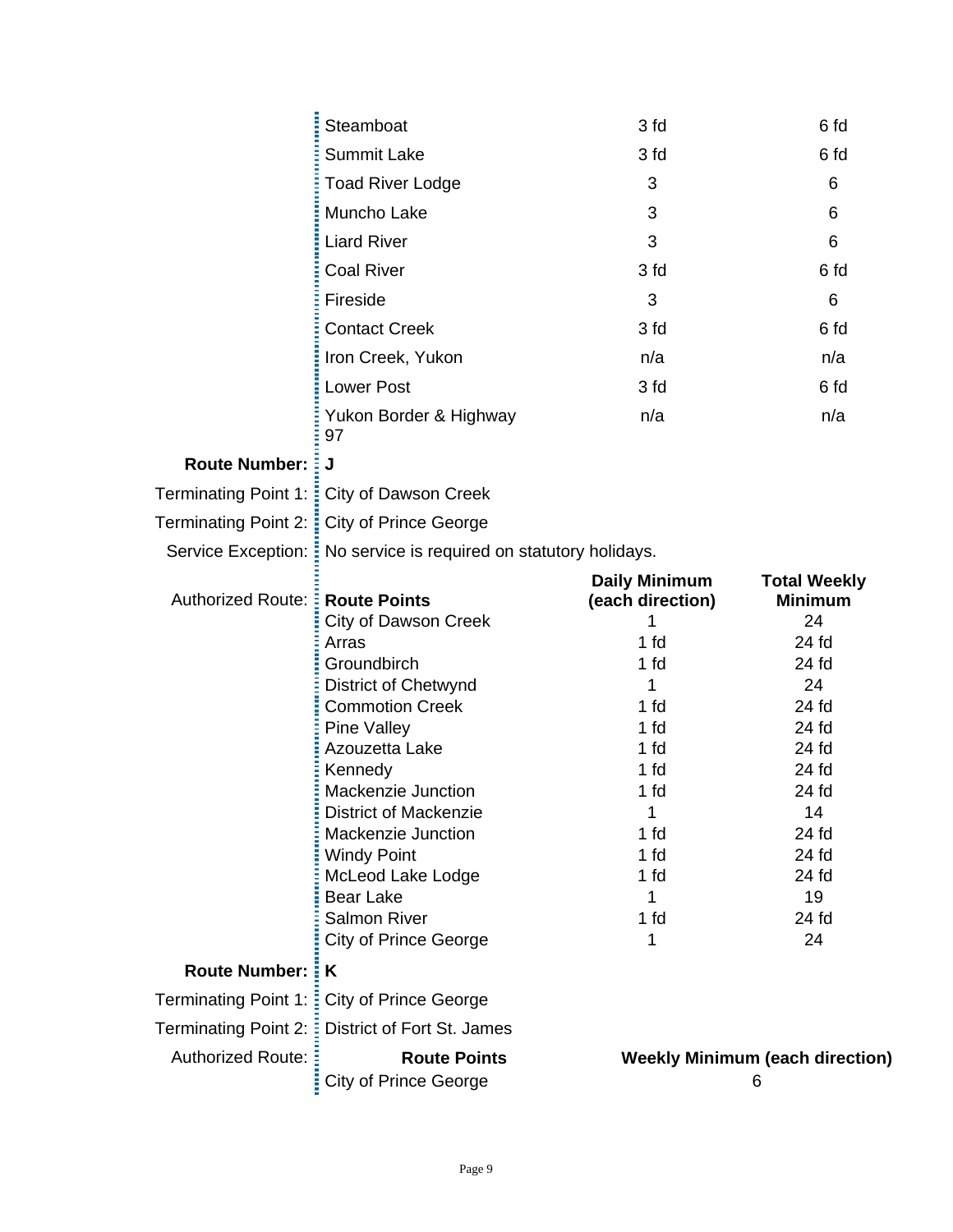| Route Points | Daily Minimum (each direction) | Total Weekly Minimum |
|---|---|---|
| Steamboat | 3 fd | 6 fd |
| Summit Lake | 3 fd | 6 fd |
| Toad River Lodge | 3 | 6 |
| Muncho Lake | 3 | 6 |
| Liard River | 3 | 6 |
| Coal River | 3 fd | 6 fd |
| Fireside | 3 | 6 |
| Contact Creek | 3 fd | 6 fd |
| Iron Creek, Yukon | n/a | n/a |
| Lower Post | 3 fd | 6 fd |
| Yukon Border & Highway 97 | n/a | n/a |

**Route Number:** **J**

Terminating Point 1: City of Dawson Creek

Terminating Point 2: City of Prince George

Service Exception: No service is required on statutory holidays.

Authorized Route:

| Route Points | Daily Minimum (each direction) | Total Weekly Minimum |
|---|---|---|
| City of Dawson Creek | 1 | 24 |
| Arras | 1 fd | 24 fd |
| Groundbirch | 1 fd | 24 fd |
| District of Chetwynd | 1 | 24 |
| Commotion Creek | 1 fd | 24 fd |
| Pine Valley | 1 fd | 24 fd |
| Azouzetta Lake | 1 fd | 24 fd |
| Kennedy | 1 fd | 24 fd |
| Mackenzie Junction | 1 fd | 24 fd |
| District of Mackenzie | 1 | 14 |
| Mackenzie Junction | 1 fd | 24 fd |
| Windy Point | 1 fd | 24 fd |
| McLeod Lake Lodge | 1 fd | 24 fd |
| Bear Lake | 1 | 19 |
| Salmon River | 1 fd | 24 fd |
| City of Prince George | 1 | 24 |

**Route Number:** **K**

Terminating Point 1: City of Prince George

Terminating Point 2: District of Fort St. James

Authorized Route:

| Route Points | Weekly Minimum (each direction) |
|---|---|
| City of Prince George | 6 |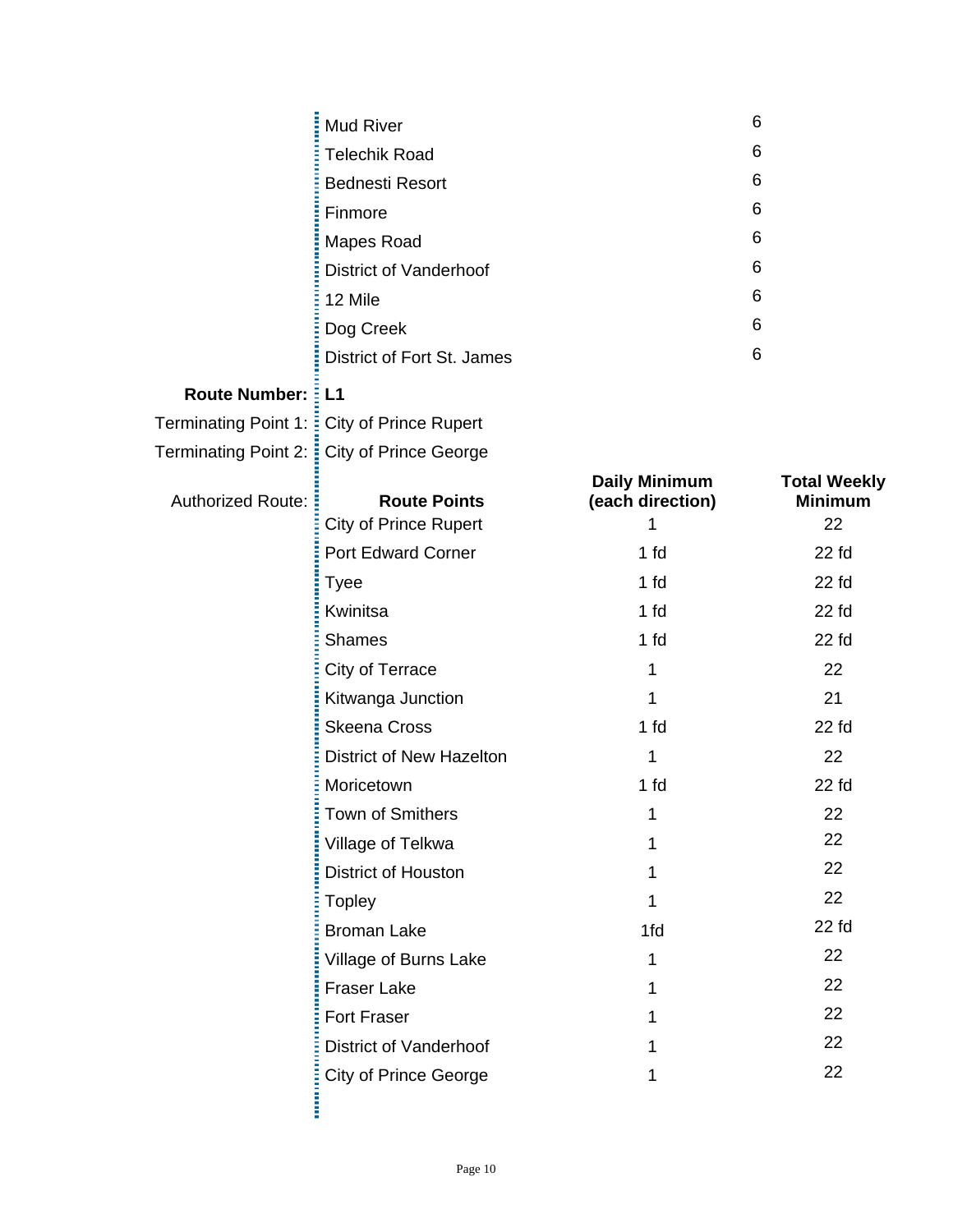| Route Points | Total Weekly Minimum |
|---|---|
| Mud River | 6 |
| Telechik Road | 6 |
| Bednesti Resort | 6 |
| Finmore | 6 |
| Mapes Road | 6 |
| District of Vanderhoof | 6 |
| 12 Mile | 6 |
| Dog Creek | 6 |
| District of Fort St. James | 6 |

**Route Number:** **L1**

Terminating Point 1: City of Prince Rupert

Terminating Point 2: City of Prince George

Authorized Route:

| **Route Points** | **Daily Minimum (each direction)** | **Total Weekly Minimum** |
|---|---|---|
| City of Prince Rupert | 1 | 22 |
| Port Edward Corner | 1 fd | 22 fd |
| Tyee | 1 fd | 22 fd |
| Kwinitsa | 1 fd | 22 fd |
| Shames | 1 fd | 22 fd |
| City of Terrace | 1 | 22 |
| Kitwanga Junction | 1 | 21 |
| Skeena Cross | 1 fd | 22 fd |
| District of New Hazelton | 1 | 22 |
| Moricetown | 1 fd | 22 fd |
| Town of Smithers | 1 | 22 |
| Village of Telkwa | 1 | 22 |
| District of Houston | 1 | 22 |
| Topley | 1 | 22 |
| Broman Lake | 1fd | 22 fd |
| Village of Burns Lake | 1 | 22 |
| Fraser Lake | 1 | 22 |
| Fort Fraser | 1 | 22 |
| District of Vanderhoof | 1 | 22 |
| City of Prince George | 1 | 22 |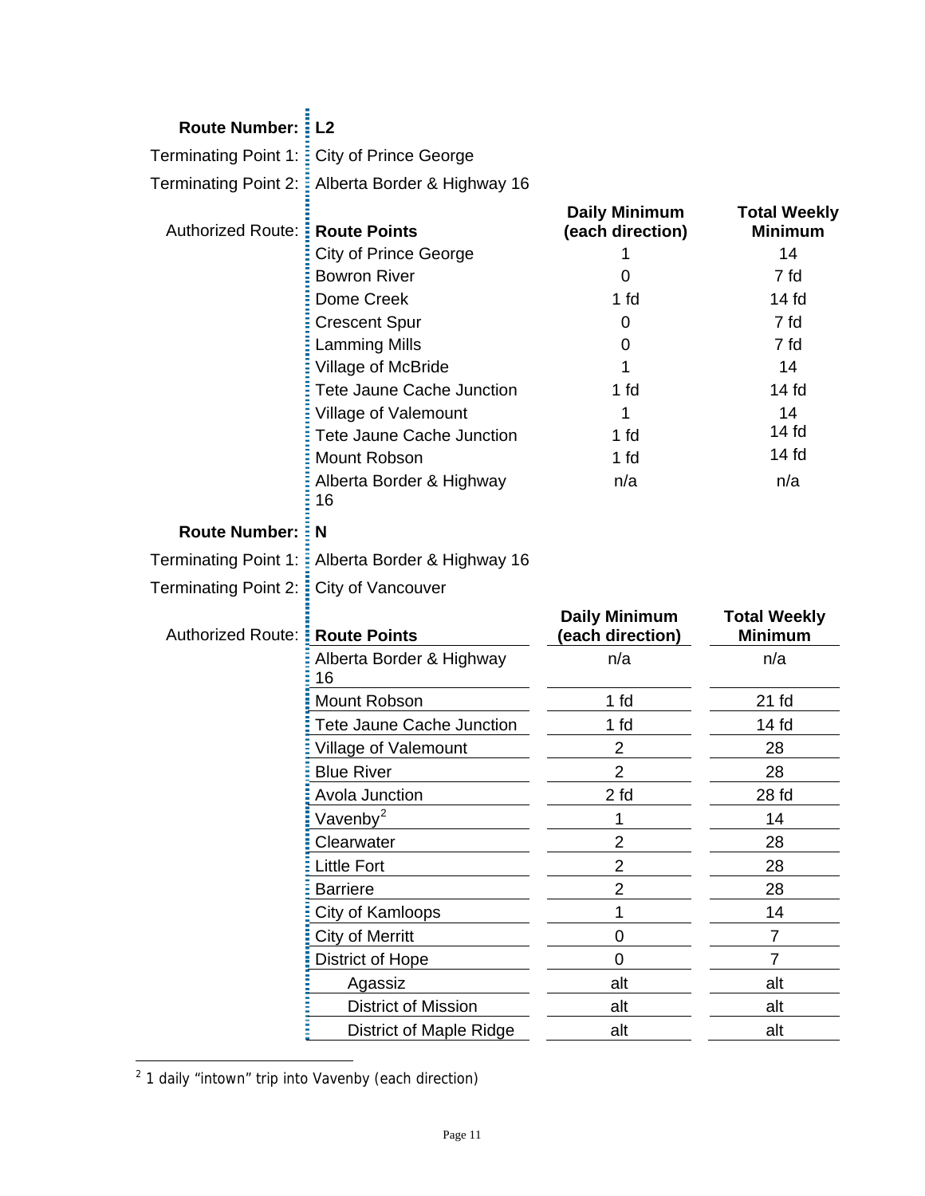**Route Number:** L2

Terminating Point 1: City of Prince George

Terminating Point 2: Alberta Border & Highway 16

Authorized Route:

| Route Points | Daily Minimum (each direction) | Total Weekly Minimum |
|---|---|---|
| City of Prince George | 1 | 14 |
| Bowron River | 0 | 7 fd |
| Dome Creek | 1 fd | 14 fd |
| Crescent Spur | 0 | 7 fd |
| Lamming Mills | 0 | 7 fd |
| Village of McBride | 1 | 14 |
| Tete Jaune Cache Junction | 1 fd | 14 fd |
| Village of Valemount | 1 | 14 |
| Tete Jaune Cache Junction | 1 fd | 14 fd |
| Mount Robson | 1 fd | 14 fd |
| Alberta Border & Highway 16 | n/a | n/a |

**Route Number:** N

Terminating Point 1: Alberta Border & Highway 16

Terminating Point 2: City of Vancouver

Authorized Route:

| Route Points | Daily Minimum (each direction) | Total Weekly Minimum |
|---|---|---|
| Alberta Border & Highway 16 | n/a | n/a |
| Mount Robson | 1 fd | 21 fd |
| Tete Jaune Cache Junction | 1 fd | 14 fd |
| Village of Valemount | 2 | 28 |
| Blue River | 2 | 28 |
| Avola Junction | 2 fd | 28 fd |
| Vavenby[2] | 1 | 14 |
| Clearwater | 2 | 28 |
| Little Fort | 2 | 28 |
| Barriere | 2 | 28 |
| City of Kamloops | 1 | 14 |
| City of Merritt | 0 | 7 |
| District of Hope | 0 | 7 |
| Agassiz | alt | alt |
| District of Mission | alt | alt |
| District of Maple Ridge | alt | alt |

[2] 1 daily "intown" trip into Vavenby (each direction)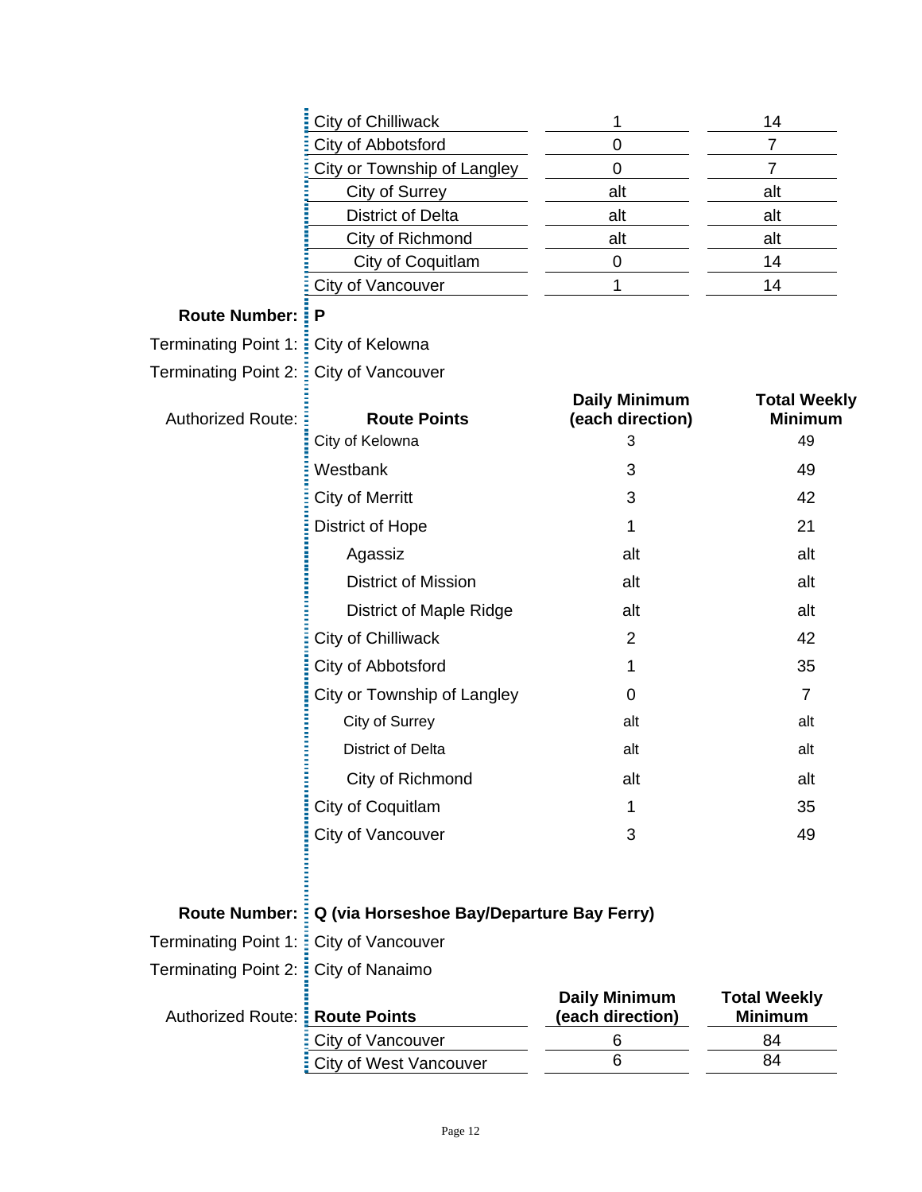| Route Points | Daily Minimum (each direction) | Total Weekly Minimum |
|---|---|---|
| City of Chilliwack | 1 | 14 |
| City of Abbotsford | 0 | 7 |
| City or Township of Langley | 0 | 7 |
| City of Surrey | alt | alt |
| District of Delta | alt | alt |
| City of Richmond | alt | alt |
| City of Coquitlam | 0 | 14 |
| City of Vancouver | 1 | 14 |

**Route Number:** **P**

Terminating Point 1: City of Kelowna

Terminating Point 2: City of Vancouver

Authorized Route:

| Route Points | Daily Minimum (each direction) | Total Weekly Minimum |
|---|---|---|
| City of Kelowna | 3 | 49 |
| Westbank | 3 | 49 |
| City of Merritt | 3 | 42 |
| District of Hope | 1 | 21 |
| Agassiz | alt | alt |
| District of Mission | alt | alt |
| District of Maple Ridge | alt | alt |
| City of Chilliwack | 2 | 42 |
| City of Abbotsford | 1 | 35 |
| City or Township of Langley | 0 | 7 |
| City of Surrey | alt | alt |
| District of Delta | alt | alt |
| City of Richmond | alt | alt |
| City of Coquitlam | 1 | 35 |
| City of Vancouver | 3 | 49 |

**Route Number:** **Q (via Horseshoe Bay/Departure Bay Ferry)**

Terminating Point 1: City of Vancouver

Terminating Point 2: City of Nanaimo

Authorized Route:

| Route Points | Daily Minimum (each direction) | Total Weekly Minimum |
|---|---|---|
| City of Vancouver | 6 | 84 |
| City of West Vancouver | 6 | 84 |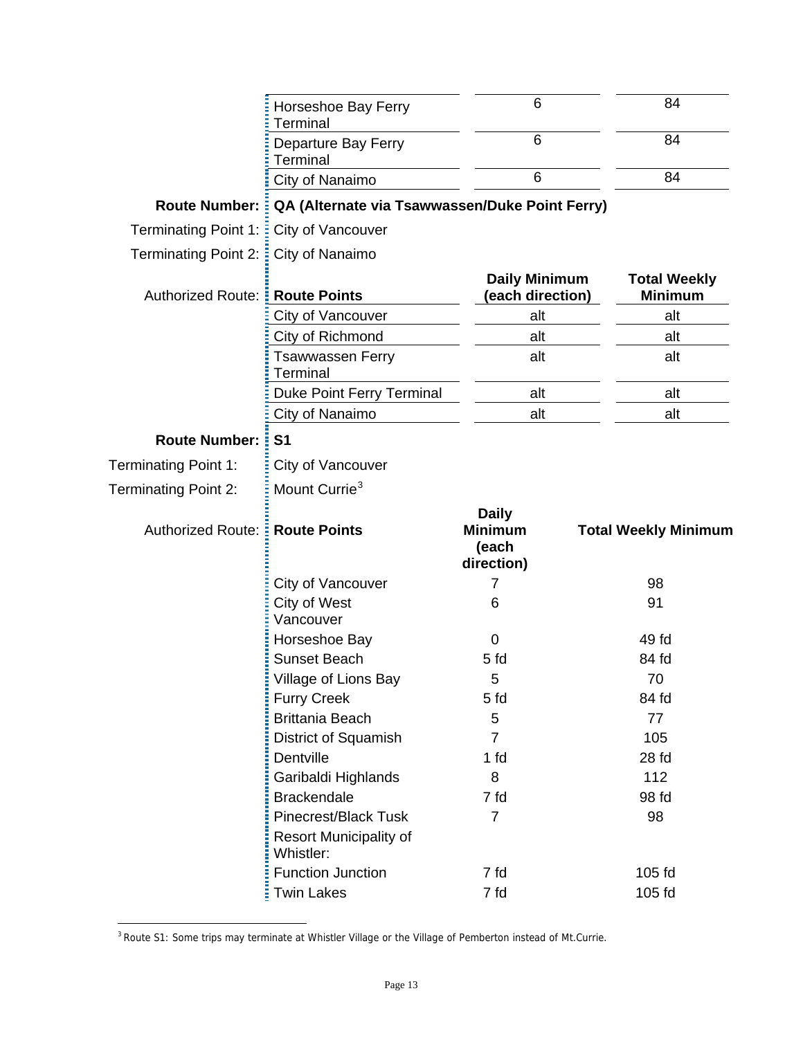| Route Points | Daily Minimum (each direction) | Total Weekly Minimum |
|---|---|---|
| Horseshoe Bay Ferry Terminal | 6 | 84 |
| Departure Bay Ferry Terminal | 6 | 84 |
| City of Nanaimo | 6 | 84 |

**Route Number:** **QA (Alternate via Tsawwassen/Duke Point Ferry)**

Terminating Point 1: City of Vancouver

Terminating Point 2: City of Nanaimo

Authorized Route:

| Route Points | Daily Minimum (each direction) | Total Weekly Minimum |
|---|---|---|
| City of Vancouver | alt | alt |
| City of Richmond | alt | alt |
| Tsawwassen Ferry Terminal | alt | alt |
| Duke Point Ferry Terminal | alt | alt |
| City of Nanaimo | alt | alt |

**Route Number:** **S1**

Terminating Point 1: City of Vancouver

Terminating Point 2: Mount Currie[3]

Authorized Route:

| Route Points | Daily Minimum (each direction) | Total Weekly Minimum |
|---|---|---|
| City of Vancouver | 7 | 98 |
| City of West Vancouver | 6 | 91 |
| Horseshoe Bay | 0 | 49 fd |
| Sunset Beach | 5 fd | 84 fd |
| Village of Lions Bay | 5 | 70 |
| Furry Creek | 5 fd | 84 fd |
| Brittania Beach | 5 | 77 |
| District of Squamish | 7 | 105 |
| Dentville | 1 fd | 28 fd |
| Garibaldi Highlands | 8 | 112 |
| Brackendale | 7 fd | 98 fd |
| Pinecrest/Black Tusk | 7 | 98 |
| Resort Municipality of Whistler: | | |
| Function Junction | 7 fd | 105 fd |
| Twin Lakes | 7 fd | 105 fd |

[3] Route S1: Some trips may terminate at Whistler Village or the Village of Pemberton instead of Mt.Currie.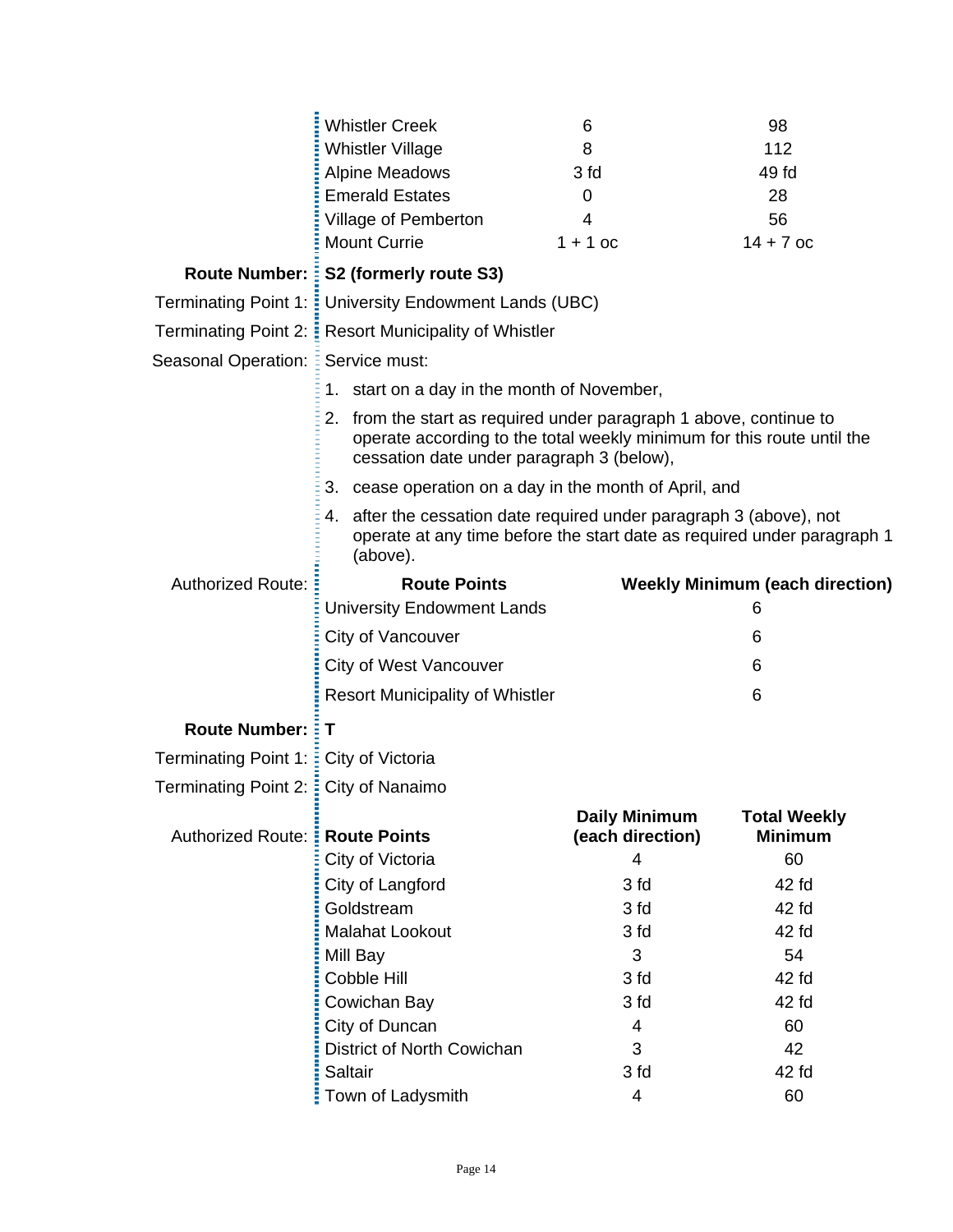| Route Points | Daily Minimum (each direction) | Total Weekly Minimum |
|---|---|---|
| Whistler Creek | 6 | 98 |
| Whistler Village | 8 | 112 |
| Alpine Meadows | 3 fd | 49 fd |
| Emerald Estates | 0 | 28 |
| Village of Pemberton | 4 | 56 |
| Mount Currie | 1 + 1 oc | 14 + 7 oc |

**Route Number:** **S2 (formerly route S3)**

Terminating Point 1: University Endowment Lands (UBC)

Terminating Point 2: Resort Municipality of Whistler

Seasonal Operation: Service must:

1. start on a day in the month of November,
2. from the start as required under paragraph 1 above, continue to operate according to the total weekly minimum for this route until the cessation date under paragraph 3 (below),
3. cease operation on a day in the month of April, and
4. after the cessation date required under paragraph 3 (above), not operate at any time before the start date as required under paragraph 1 (above).

Authorized Route:

| Route Points | Weekly Minimum (each direction) |
|---|---|
| University Endowment Lands | 6 |
| City of Vancouver | 6 |
| City of West Vancouver | 6 |
| Resort Municipality of Whistler | 6 |

**Route Number:** **T**

Terminating Point 1: City of Victoria

Terminating Point 2: City of Nanaimo

Authorized Route:

| Route Points | Daily Minimum (each direction) | Total Weekly Minimum |
|---|---|---|
| City of Victoria | 4 | 60 |
| City of Langford | 3 fd | 42 fd |
| Goldstream | 3 fd | 42 fd |
| Malahat Lookout | 3 fd | 42 fd |
| Mill Bay | 3 | 54 |
| Cobble Hill | 3 fd | 42 fd |
| Cowichan Bay | 3 fd | 42 fd |
| City of Duncan | 4 | 60 |
| District of North Cowichan | 3 | 42 |
| Saltair | 3 fd | 42 fd |
| Town of Ladysmith | 4 | 60 |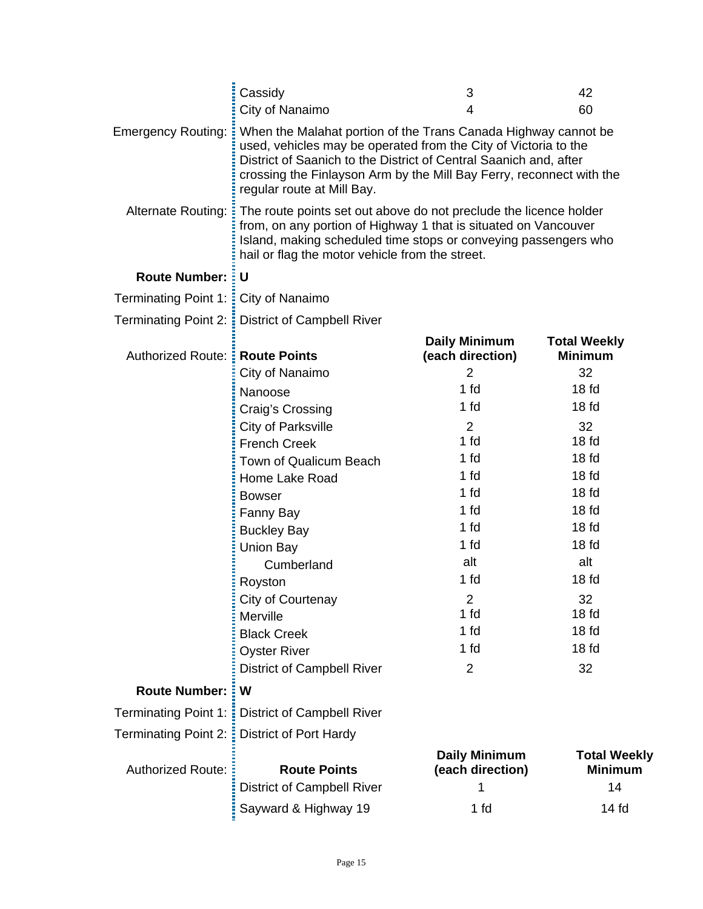| | Route Points | Daily Minimum (each direction) | Total Weekly Minimum |
|---|---|---|---|
| | Cassidy | 3 | 42 |
| | City of Nanaimo | 4 | 60 |

Emergency Routing: When the Malahat portion of the Trans Canada Highway cannot be used, vehicles may be operated from the City of Victoria to the District of Saanich to the District of Central Saanich and, after crossing the Finlayson Arm by the Mill Bay Ferry, reconnect with the regular route at Mill Bay.

Alternate Routing: The route points set out above do not preclude the licence holder from, on any portion of Highway 1 that is situated on Vancouver Island, making scheduled time stops or conveying passengers who hail or flag the motor vehicle from the street.

**Route Number: U**

Terminating Point 1: City of Nanaimo

Terminating Point 2: District of Campbell River

Authorized Route:

| Route Points | Daily Minimum (each direction) | Total Weekly Minimum |
|---|---|---|
| City of Nanaimo | 2 | 32 |
| Nanoose | 1 fd | 18 fd |
| Craig's Crossing | 1 fd | 18 fd |
| City of Parksville | 2 | 32 |
| French Creek | 1 fd | 18 fd |
| Town of Qualicum Beach | 1 fd | 18 fd |
| Home Lake Road | 1 fd | 18 fd |
| Bowser | 1 fd | 18 fd |
| Fanny Bay | 1 fd | 18 fd |
| Buckley Bay | 1 fd | 18 fd |
| Union Bay | 1 fd | 18 fd |
| Cumberland | alt | alt |
| Royston | 1 fd | 18 fd |
| City of Courtenay | 2 | 32 |
| Merville | 1 fd | 18 fd |
| Black Creek | 1 fd | 18 fd |
| Oyster River | 1 fd | 18 fd |
| District of Campbell River | 2 | 32 |

**Route Number: W**

Terminating Point 1: District of Campbell River

Terminating Point 2: District of Port Hardy

Authorized Route:

| Route Points | Daily Minimum (each direction) | Total Weekly Minimum |
|---|---|---|
| District of Campbell River | 1 | 14 |
| Sayward & Highway 19 | 1 fd | 14 fd |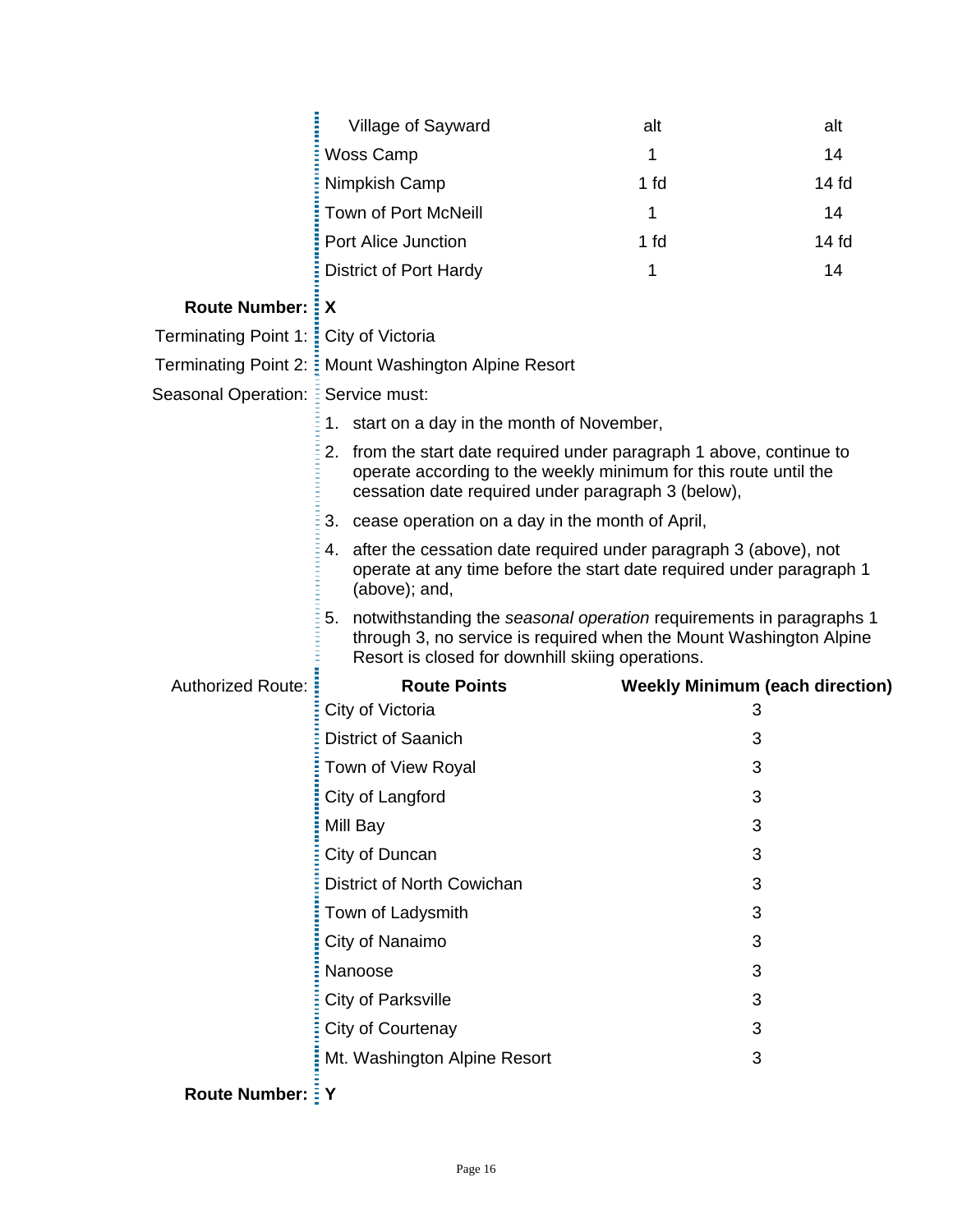| Route Points | | |
|---|---|---|
| Village of Sayward | alt | alt |
| Woss Camp | 1 | 14 |
| Nimpkish Camp | 1 fd | 14 fd |
| Town of Port McNeill | 1 | 14 |
| Port Alice Junction | 1 fd | 14 fd |
| District of Port Hardy | 1 | 14 |

**Route Number:** **X**

Terminating Point 1: City of Victoria

Terminating Point 2: Mount Washington Alpine Resort

Seasonal Operation: Service must:

1. start on a day in the month of November,
2. from the start date required under paragraph 1 above, continue to operate according to the weekly minimum for this route until the cessation date required under paragraph 3 (below),
3. cease operation on a day in the month of April,
4. after the cessation date required under paragraph 3 (above), not operate at any time before the start date required under paragraph 1 (above); and,
5. notwithstanding the *seasonal operation* requirements in paragraphs 1 through 3, no service is required when the Mount Washington Alpine Resort is closed for downhill skiing operations.

Authorized Route:

| Route Points | Weekly Minimum (each direction) |
|---|---|
| City of Victoria | 3 |
| District of Saanich | 3 |
| Town of View Royal | 3 |
| City of Langford | 3 |
| Mill Bay | 3 |
| City of Duncan | 3 |
| District of North Cowichan | 3 |
| Town of Ladysmith | 3 |
| City of Nanaimo | 3 |
| Nanoose | 3 |
| City of Parksville | 3 |
| City of Courtenay | 3 |
| Mt. Washington Alpine Resort | 3 |

**Route Number:** **Y**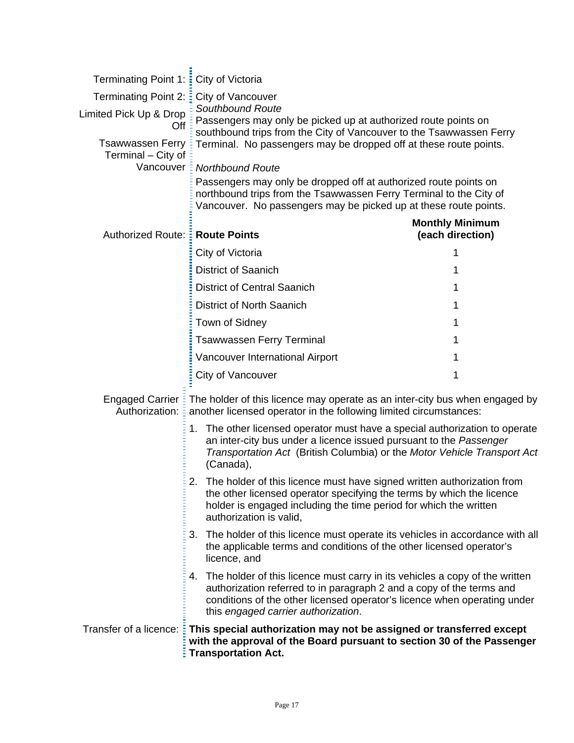Terminating Point 1: City of Victoria

Terminating Point 2: City of Vancouver

Limited Pick Up & Drop Off

Tsawwassen Ferry Terminal – City of Vancouver

*Southbound Route*

Passengers may only be picked up at authorized route points on southbound trips from the City of Vancouver to the Tsawwassen Ferry Terminal. No passengers may be dropped off at these route points.

*Northbound Route*

Passengers may only be dropped off at authorized route points on northbound trips from the Tsawwassen Ferry Terminal to the City of Vancouver. No passengers may be picked up at these route points.

Authorized Route:

| **Route Points** | **Monthly Minimum (each direction)** |
|---|---|
| City of Victoria | 1 |
| District of Saanich | 1 |
| District of Central Saanich | 1 |
| District of North Saanich | 1 |
| Town of Sidney | 1 |
| Tsawwassen Ferry Terminal | 1 |
| Vancouver International Airport | 1 |
| City of Vancouver | 1 |

Engaged Carrier Authorization: The holder of this licence may operate as an inter-city bus when engaged by another licensed operator in the following limited circumstances:

1. The other licensed operator must have a special authorization to operate an inter-city bus under a licence issued pursuant to the *Passenger Transportation Act* (British Columbia) or the *Motor Vehicle Transport Act* (Canada),
2. The holder of this licence must have signed written authorization from the other licensed operator specifying the terms by which the licence holder is engaged including the time period for which the written authorization is valid,
3. The holder of this licence must operate its vehicles in accordance with all the applicable terms and conditions of the other licensed operator's licence, and
4. The holder of this licence must carry in its vehicles a copy of the written authorization referred to in paragraph 2 and a copy of the terms and conditions of the other licensed operator's licence when operating under this *engaged carrier authorization*.

Transfer of a licence: **This special authorization may not be assigned or transferred except with the approval of the Board pursuant to section 30 of the Passenger Transportation Act.**